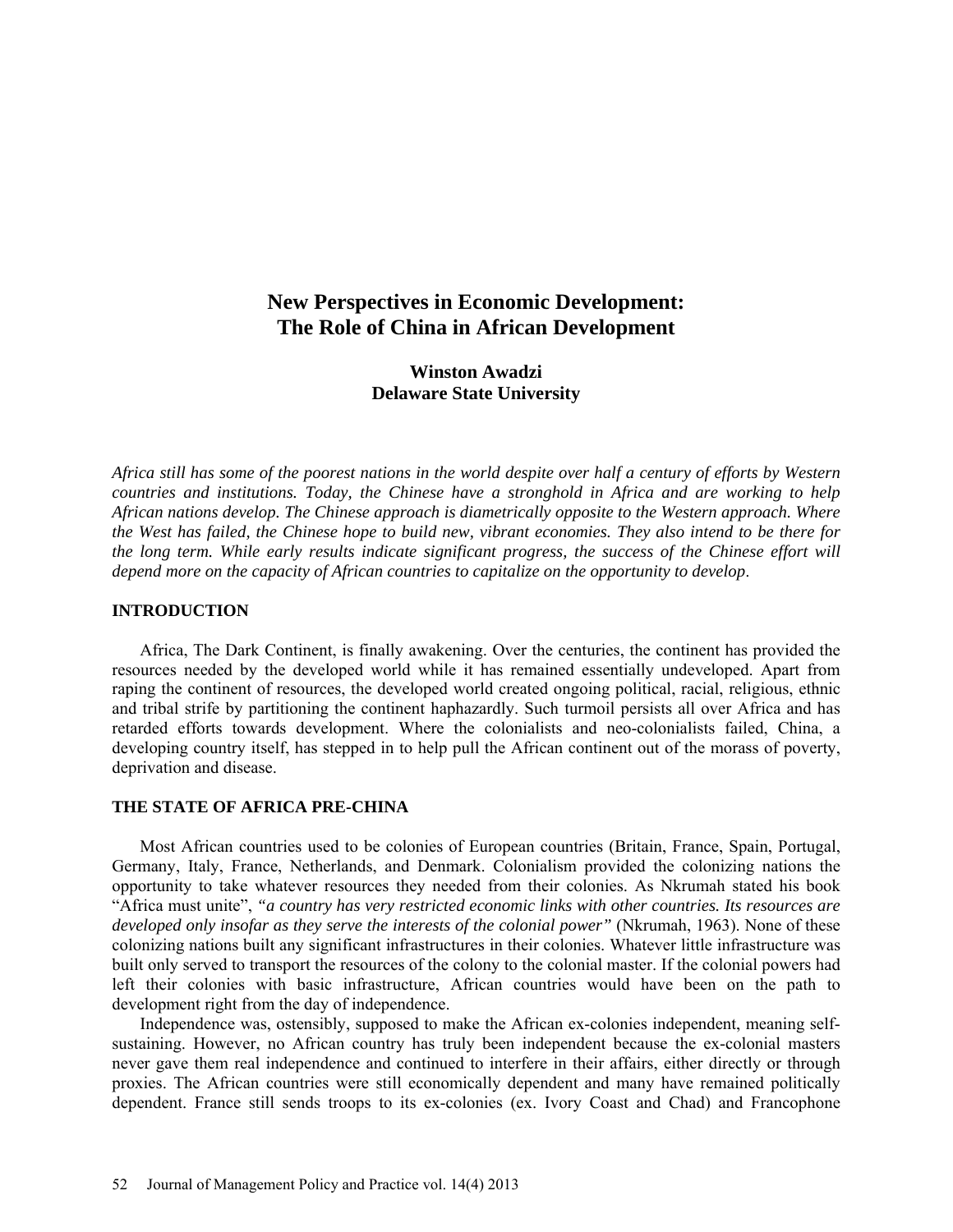# New Perspectives in Economic Development: The Role of China in African Development

**Winston Awadzi**
**Delaware State University**

*Africa still has some of the poorest nations in the world despite over half a century of efforts by Western countries and institutions. Today, the Chinese have a stronghold in Africa and are working to help African nations develop. The Chinese approach is diametrically opposite to the Western approach. Where the West has failed, the Chinese hope to build new, vibrant economies. They also intend to be there for the long term. While early results indicate significant progress, the success of the Chinese effort will depend more on the capacity of African countries to capitalize on the opportunity to develop*.

## INTRODUCTION

Africa, The Dark Continent, is finally awakening. Over the centuries, the continent has provided the resources needed by the developed world while it has remained essentially undeveloped. Apart from raping the continent of resources, the developed world created ongoing political, racial, religious, ethnic and tribal strife by partitioning the continent haphazardly. Such turmoil persists all over Africa and has retarded efforts towards development. Where the colonialists and neo-colonialists failed, China, a developing country itself, has stepped in to help pull the African continent out of the morass of poverty, deprivation and disease.

## THE STATE OF AFRICA PRE-CHINA

Most African countries used to be colonies of European countries (Britain, France, Spain, Portugal, Germany, Italy, France, Netherlands, and Denmark. Colonialism provided the colonizing nations the opportunity to take whatever resources they needed from their colonies. As Nkrumah stated his book "Africa must unite", *"a country has very restricted economic links with other countries. Its resources are developed only insofar as they serve the interests of the colonial power"* (Nkrumah, 1963). None of these colonizing nations built any significant infrastructures in their colonies. Whatever little infrastructure was built only served to transport the resources of the colony to the colonial master. If the colonial powers had left their colonies with basic infrastructure, African countries would have been on the path to development right from the day of independence.

Independence was, ostensibly, supposed to make the African ex-colonies independent, meaning self-sustaining. However, no African country has truly been independent because the ex-colonial masters never gave them real independence and continued to interfere in their affairs, either directly or through proxies. The African countries were still economically dependent and many have remained politically dependent. France still sends troops to its ex-colonies (ex. Ivory Coast and Chad) and Francophone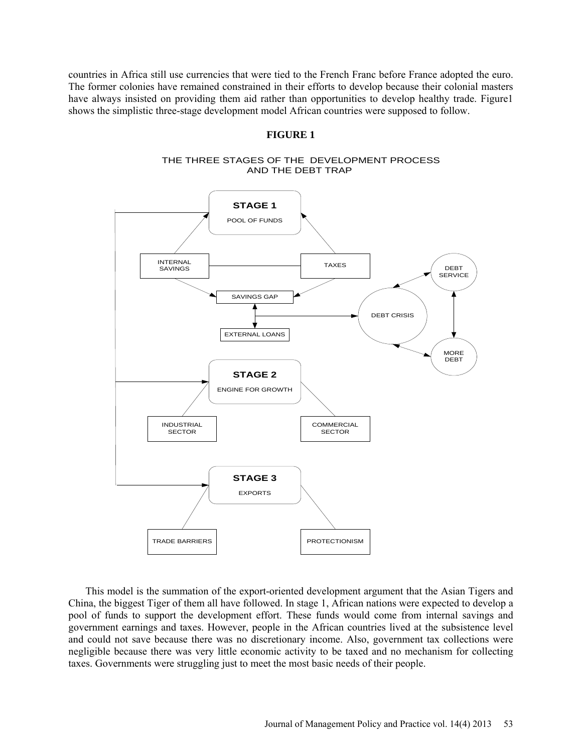countries in Africa still use currencies that were tied to the French Franc before France adopted the euro. The former colonies have remained constrained in their efforts to develop because their colonial masters have always insisted on providing them aid rather than opportunities to develop healthy trade. Figure1 shows the simplistic three-stage development model African countries were supposed to follow.

**FIGURE 1**

THE THREE STAGES OF THE DEVELOPMENT PROCESS AND THE DEBT TRAP

This model is the summation of the export-oriented development argument that the Asian Tigers and China, the biggest Tiger of them all have followed. In stage 1, African nations were expected to develop a pool of funds to support the development effort. These funds would come from internal savings and government earnings and taxes. However, people in the African countries lived at the subsistence level and could not save because there was no discretionary income. Also, government tax collections were negligible because there was very little economic activity to be taxed and no mechanism for collecting taxes. Governments were struggling just to meet the most basic needs of their people.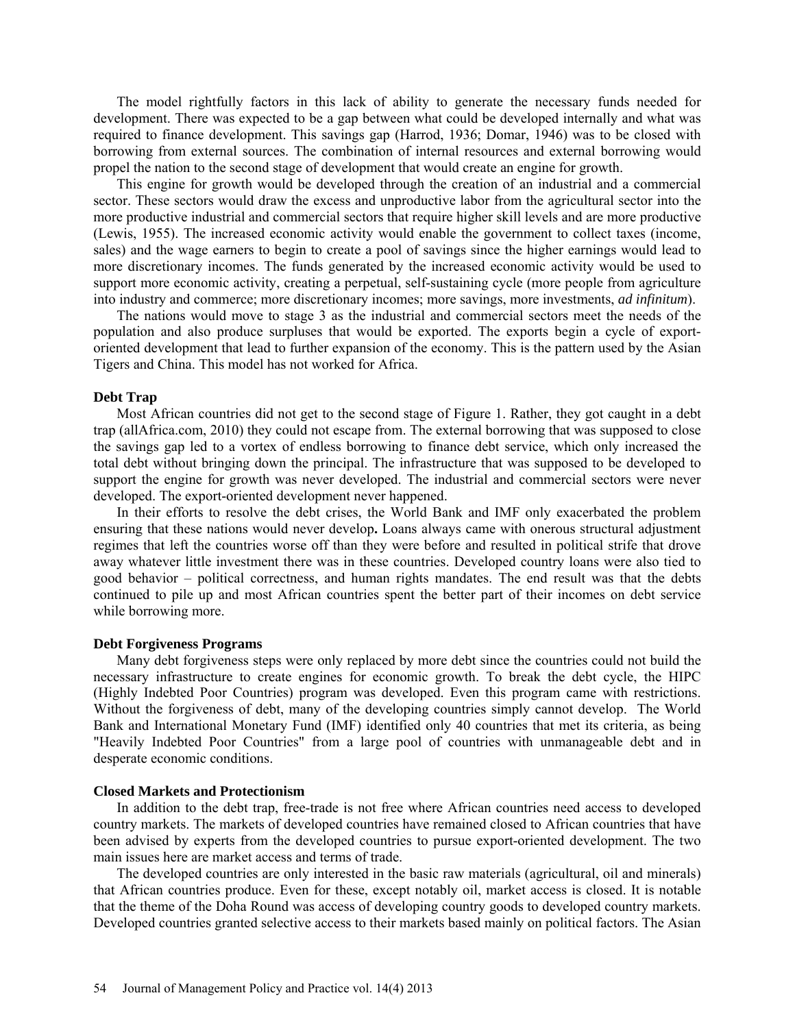The model rightfully factors in this lack of ability to generate the necessary funds needed for development. There was expected to be a gap between what could be developed internally and what was required to finance development. This savings gap (Harrod, 1936; Domar, 1946) was to be closed with borrowing from external sources. The combination of internal resources and external borrowing would propel the nation to the second stage of development that would create an engine for growth.

This engine for growth would be developed through the creation of an industrial and a commercial sector. These sectors would draw the excess and unproductive labor from the agricultural sector into the more productive industrial and commercial sectors that require higher skill levels and are more productive (Lewis, 1955). The increased economic activity would enable the government to collect taxes (income, sales) and the wage earners to begin to create a pool of savings since the higher earnings would lead to more discretionary incomes. The funds generated by the increased economic activity would be used to support more economic activity, creating a perpetual, self-sustaining cycle (more people from agriculture into industry and commerce; more discretionary incomes; more savings, more investments, *ad infinitum*).

The nations would move to stage 3 as the industrial and commercial sectors meet the needs of the population and also produce surpluses that would be exported. The exports begin a cycle of export-oriented development that lead to further expansion of the economy. This is the pattern used by the Asian Tigers and China. This model has not worked for Africa.

### Debt Trap

Most African countries did not get to the second stage of Figure 1. Rather, they got caught in a debt trap (allAfrica.com, 2010) they could not escape from. The external borrowing that was supposed to close the savings gap led to a vortex of endless borrowing to finance debt service, which only increased the total debt without bringing down the principal. The infrastructure that was supposed to be developed to support the engine for growth was never developed. The industrial and commercial sectors were never developed. The export-oriented development never happened.

In their efforts to resolve the debt crises, the World Bank and IMF only exacerbated the problem ensuring that these nations would never develop**.** Loans always came with onerous structural adjustment regimes that left the countries worse off than they were before and resulted in political strife that drove away whatever little investment there was in these countries. Developed country loans were also tied to good behavior – political correctness, and human rights mandates. The end result was that the debts continued to pile up and most African countries spent the better part of their incomes on debt service while borrowing more.

### Debt Forgiveness Programs

Many debt forgiveness steps were only replaced by more debt since the countries could not build the necessary infrastructure to create engines for economic growth. To break the debt cycle, the HIPC (Highly Indebted Poor Countries) program was developed. Even this program came with restrictions. Without the forgiveness of debt, many of the developing countries simply cannot develop. The World Bank and International Monetary Fund (IMF) identified only 40 countries that met its criteria, as being "Heavily Indebted Poor Countries" from a large pool of countries with unmanageable debt and in desperate economic conditions.

### Closed Markets and Protectionism

In addition to the debt trap, free-trade is not free where African countries need access to developed country markets. The markets of developed countries have remained closed to African countries that have been advised by experts from the developed countries to pursue export-oriented development. The two main issues here are market access and terms of trade.

The developed countries are only interested in the basic raw materials (agricultural, oil and minerals) that African countries produce. Even for these, except notably oil, market access is closed. It is notable that the theme of the Doha Round was access of developing country goods to developed country markets. Developed countries granted selective access to their markets based mainly on political factors. The Asian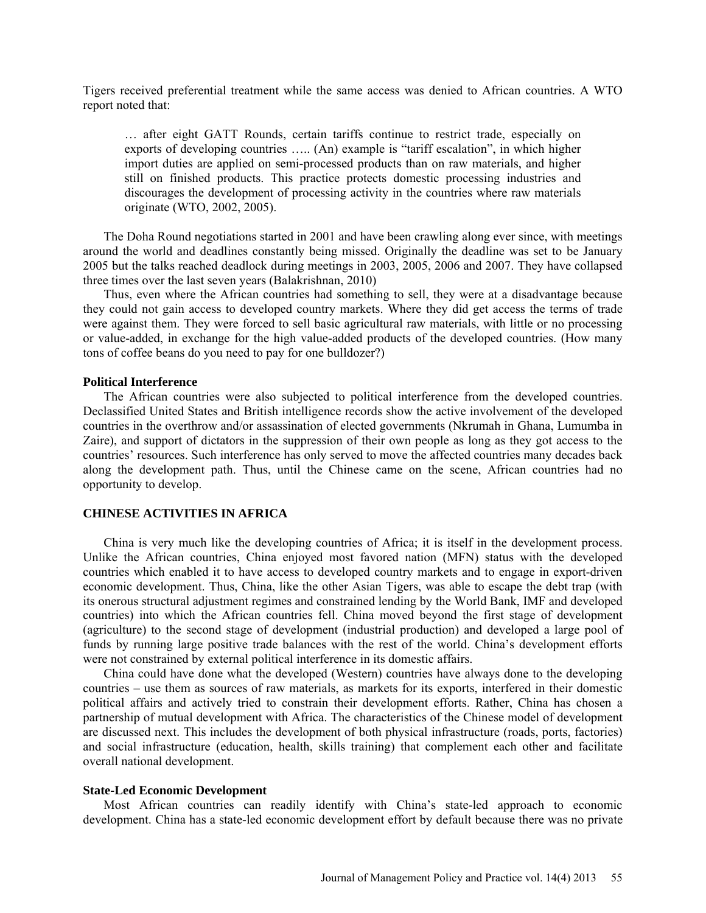Tigers received preferential treatment while the same access was denied to African countries. A WTO report noted that:

> … after eight GATT Rounds, certain tariffs continue to restrict trade, especially on exports of developing countries ….. (An) example is "tariff escalation", in which higher import duties are applied on semi-processed products than on raw materials, and higher still on finished products. This practice protects domestic processing industries and discourages the development of processing activity in the countries where raw materials originate (WTO, 2002, 2005).

The Doha Round negotiations started in 2001 and have been crawling along ever since, with meetings around the world and deadlines constantly being missed. Originally the deadline was set to be January 2005 but the talks reached deadlock during meetings in 2003, 2005, 2006 and 2007. They have collapsed three times over the last seven years (Balakrishnan, 2010)

Thus, even where the African countries had something to sell, they were at a disadvantage because they could not gain access to developed country markets. Where they did get access the terms of trade were against them. They were forced to sell basic agricultural raw materials, with little or no processing or value-added, in exchange for the high value-added products of the developed countries. (How many tons of coffee beans do you need to pay for one bulldozer?)

### Political Interference

The African countries were also subjected to political interference from the developed countries. Declassified United States and British intelligence records show the active involvement of the developed countries in the overthrow and/or assassination of elected governments (Nkrumah in Ghana, Lumumba in Zaire), and support of dictators in the suppression of their own people as long as they got access to the countries' resources. Such interference has only served to move the affected countries many decades back along the development path. Thus, until the Chinese came on the scene, African countries had no opportunity to develop.

## CHINESE ACTIVITIES IN AFRICA

China is very much like the developing countries of Africa; it is itself in the development process. Unlike the African countries, China enjoyed most favored nation (MFN) status with the developed countries which enabled it to have access to developed country markets and to engage in export-driven economic development. Thus, China, like the other Asian Tigers, was able to escape the debt trap (with its onerous structural adjustment regimes and constrained lending by the World Bank, IMF and developed countries) into which the African countries fell. China moved beyond the first stage of development (agriculture) to the second stage of development (industrial production) and developed a large pool of funds by running large positive trade balances with the rest of the world. China's development efforts were not constrained by external political interference in its domestic affairs.

China could have done what the developed (Western) countries have always done to the developing countries – use them as sources of raw materials, as markets for its exports, interfered in their domestic political affairs and actively tried to constrain their development efforts. Rather, China has chosen a partnership of mutual development with Africa. The characteristics of the Chinese model of development are discussed next. This includes the development of both physical infrastructure (roads, ports, factories) and social infrastructure (education, health, skills training) that complement each other and facilitate overall national development.

### State-Led Economic Development

Most African countries can readily identify with China's state-led approach to economic development. China has a state-led economic development effort by default because there was no private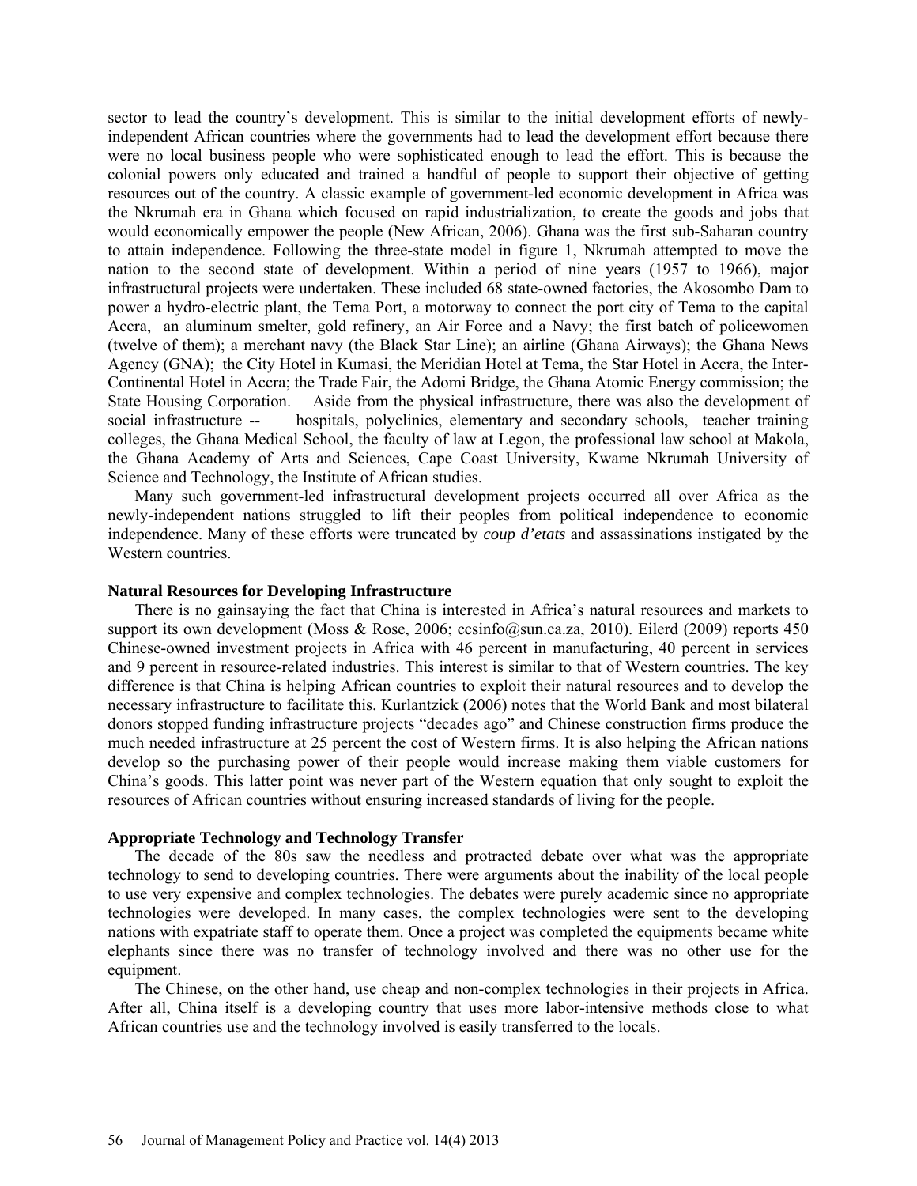sector to lead the country's development. This is similar to the initial development efforts of newly-independent African countries where the governments had to lead the development effort because there were no local business people who were sophisticated enough to lead the effort. This is because the colonial powers only educated and trained a handful of people to support their objective of getting resources out of the country. A classic example of government-led economic development in Africa was the Nkrumah era in Ghana which focused on rapid industrialization, to create the goods and jobs that would economically empower the people (New African, 2006). Ghana was the first sub-Saharan country to attain independence. Following the three-state model in figure 1, Nkrumah attempted to move the nation to the second state of development. Within a period of nine years (1957 to 1966), major infrastructural projects were undertaken. These included 68 state-owned factories, the Akosombo Dam to power a hydro-electric plant, the Tema Port, a motorway to connect the port city of Tema to the capital Accra, an aluminum smelter, gold refinery, an Air Force and a Navy; the first batch of policewomen (twelve of them); a merchant navy (the Black Star Line); an airline (Ghana Airways); the Ghana News Agency (GNA); the City Hotel in Kumasi, the Meridian Hotel at Tema, the Star Hotel in Accra, the Inter-Continental Hotel in Accra; the Trade Fair, the Adomi Bridge, the Ghana Atomic Energy commission; the State Housing Corporation. Aside from the physical infrastructure, there was also the development of social infrastructure -- hospitals, polyclinics, elementary and secondary schools, teacher training colleges, the Ghana Medical School, the faculty of law at Legon, the professional law school at Makola, the Ghana Academy of Arts and Sciences, Cape Coast University, Kwame Nkrumah University of Science and Technology, the Institute of African studies.

Many such government-led infrastructural development projects occurred all over Africa as the newly-independent nations struggled to lift their peoples from political independence to economic independence. Many of these efforts were truncated by *coup d'etats* and assassinations instigated by the Western countries.

**Natural Resources for Developing Infrastructure**

There is no gainsaying the fact that China is interested in Africa's natural resources and markets to support its own development (Moss & Rose, 2006; ccsinfo@sun.ca.za, 2010). Eilerd (2009) reports 450 Chinese-owned investment projects in Africa with 46 percent in manufacturing, 40 percent in services and 9 percent in resource-related industries. This interest is similar to that of Western countries. The key difference is that China is helping African countries to exploit their natural resources and to develop the necessary infrastructure to facilitate this. Kurlantzick (2006) notes that the World Bank and most bilateral donors stopped funding infrastructure projects "decades ago" and Chinese construction firms produce the much needed infrastructure at 25 percent the cost of Western firms. It is also helping the African nations develop so the purchasing power of their people would increase making them viable customers for China's goods. This latter point was never part of the Western equation that only sought to exploit the resources of African countries without ensuring increased standards of living for the people.

**Appropriate Technology and Technology Transfer**

The decade of the 80s saw the needless and protracted debate over what was the appropriate technology to send to developing countries. There were arguments about the inability of the local people to use very expensive and complex technologies. The debates were purely academic since no appropriate technologies were developed. In many cases, the complex technologies were sent to the developing nations with expatriate staff to operate them. Once a project was completed the equipments became white elephants since there was no transfer of technology involved and there was no other use for the equipment.

The Chinese, on the other hand, use cheap and non-complex technologies in their projects in Africa. After all, China itself is a developing country that uses more labor-intensive methods close to what African countries use and the technology involved is easily transferred to the locals.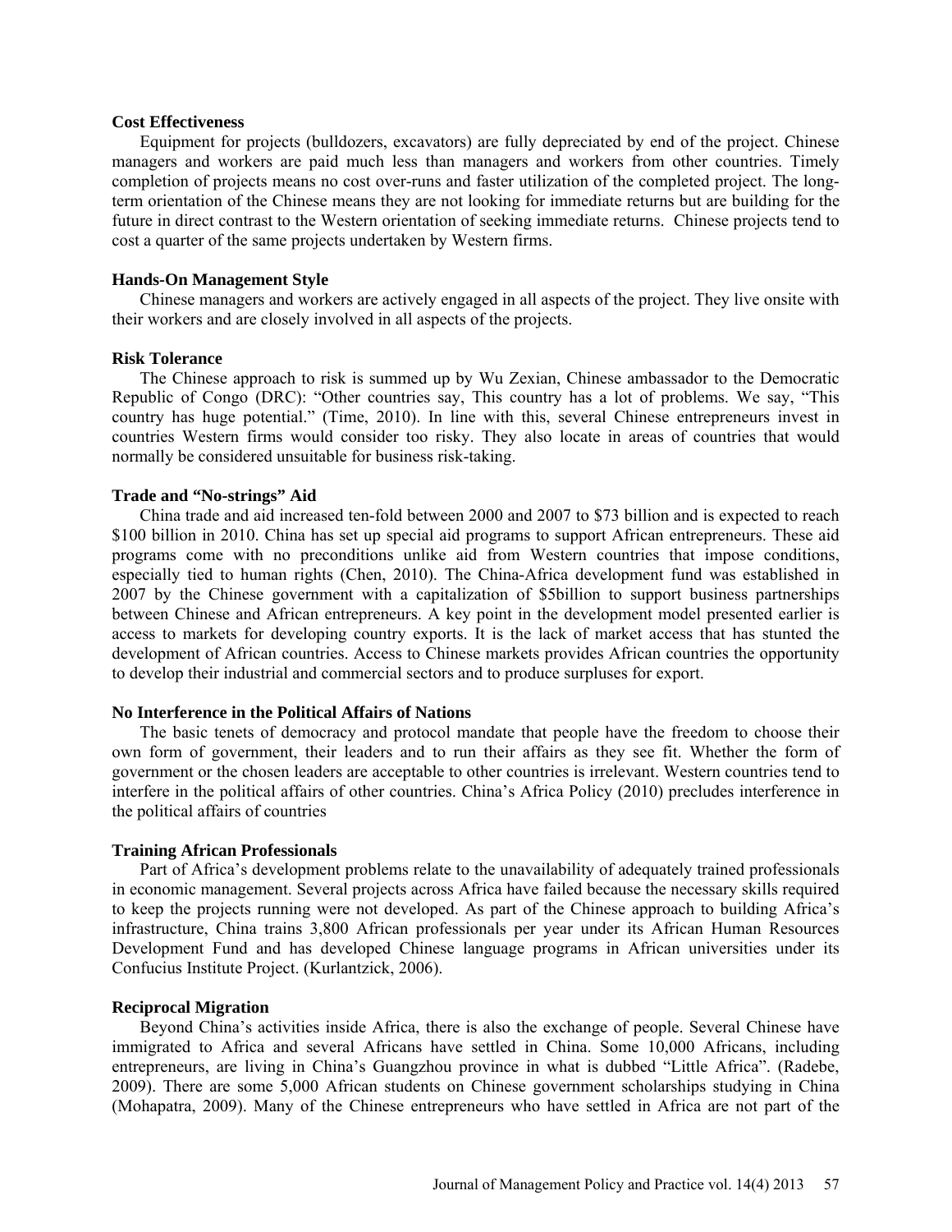**Cost Effectiveness**

Equipment for projects (bulldozers, excavators) are fully depreciated by end of the project. Chinese managers and workers are paid much less than managers and workers from other countries. Timely completion of projects means no cost over-runs and faster utilization of the completed project. The long-term orientation of the Chinese means they are not looking for immediate returns but are building for the future in direct contrast to the Western orientation of seeking immediate returns. Chinese projects tend to cost a quarter of the same projects undertaken by Western firms.

**Hands-On Management Style**

Chinese managers and workers are actively engaged in all aspects of the project. They live onsite with their workers and are closely involved in all aspects of the projects.

**Risk Tolerance**

The Chinese approach to risk is summed up by Wu Zexian, Chinese ambassador to the Democratic Republic of Congo (DRC): "Other countries say, This country has a lot of problems. We say, "This country has huge potential." (Time, 2010). In line with this, several Chinese entrepreneurs invest in countries Western firms would consider too risky. They also locate in areas of countries that would normally be considered unsuitable for business risk-taking.

**Trade and "No-strings" Aid**

China trade and aid increased ten-fold between 2000 and 2007 to \$73 billion and is expected to reach \$100 billion in 2010. China has set up special aid programs to support African entrepreneurs. These aid programs come with no preconditions unlike aid from Western countries that impose conditions, especially tied to human rights (Chen, 2010). The China-Africa development fund was established in 2007 by the Chinese government with a capitalization of \$5billion to support business partnerships between Chinese and African entrepreneurs. A key point in the development model presented earlier is access to markets for developing country exports. It is the lack of market access that has stunted the development of African countries. Access to Chinese markets provides African countries the opportunity to develop their industrial and commercial sectors and to produce surpluses for export.

**No Interference in the Political Affairs of Nations**

The basic tenets of democracy and protocol mandate that people have the freedom to choose their own form of government, their leaders and to run their affairs as they see fit. Whether the form of government or the chosen leaders are acceptable to other countries is irrelevant. Western countries tend to interfere in the political affairs of other countries. China's Africa Policy (2010) precludes interference in the political affairs of countries

**Training African Professionals**

Part of Africa's development problems relate to the unavailability of adequately trained professionals in economic management. Several projects across Africa have failed because the necessary skills required to keep the projects running were not developed. As part of the Chinese approach to building Africa's infrastructure, China trains 3,800 African professionals per year under its African Human Resources Development Fund and has developed Chinese language programs in African universities under its Confucius Institute Project. (Kurlantzick, 2006).

**Reciprocal Migration**

Beyond China's activities inside Africa, there is also the exchange of people. Several Chinese have immigrated to Africa and several Africans have settled in China. Some 10,000 Africans, including entrepreneurs, are living in China's Guangzhou province in what is dubbed "Little Africa". (Radebe, 2009). There are some 5,000 African students on Chinese government scholarships studying in China (Mohapatra, 2009). Many of the Chinese entrepreneurs who have settled in Africa are not part of the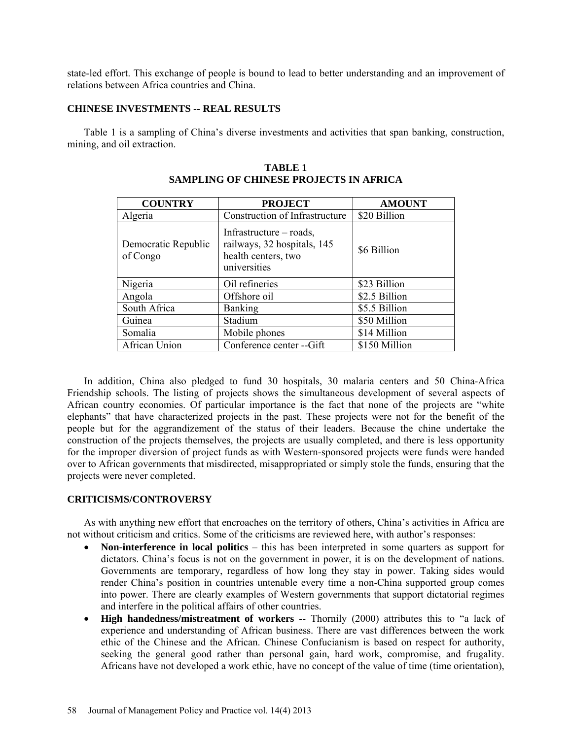state-led effort. This exchange of people is bound to lead to better understanding and an improvement of relations between Africa countries and China.

## CHINESE INVESTMENTS -- REAL RESULTS

Table 1 is a sampling of China's diverse investments and activities that span banking, construction, mining, and oil extraction.

**TABLE 1**
**SAMPLING OF CHINESE PROJECTS IN AFRICA**

| COUNTRY | PROJECT | AMOUNT |
|---|---|---|
| Algeria | Construction of Infrastructure | \$20 Billion |
| Democratic Republic of Congo | Infrastructure – roads, railways, 32 hospitals, 145 health centers, two universities | \$6 Billion |
| Nigeria | Oil refineries | \$23 Billion |
| Angola | Offshore oil | \$2.5 Billion |
| South Africa | Banking | \$5.5 Billion |
| Guinea | Stadium | \$50 Million |
| Somalia | Mobile phones | \$14 Million |
| African Union | Conference center --Gift | \$150 Million |

In addition, China also pledged to fund 30 hospitals, 30 malaria centers and 50 China-Africa Friendship schools. The listing of projects shows the simultaneous development of several aspects of African country economies. Of particular importance is the fact that none of the projects are "white elephants" that have characterized projects in the past. These projects were not for the benefit of the people but for the aggrandizement of the status of their leaders. Because the chine undertake the construction of the projects themselves, the projects are usually completed, and there is less opportunity for the improper diversion of project funds as with Western-sponsored projects were funds were handed over to African governments that misdirected, misappropriated or simply stole the funds, ensuring that the projects were never completed.

## CRITICISMS/CONTROVERSY

As with anything new effort that encroaches on the territory of others, China's activities in Africa are not without criticism and critics. Some of the criticisms are reviewed here, with author's responses:

- **Non-interference in local politics** – this has been interpreted in some quarters as support for dictators. China's focus is not on the government in power, it is on the development of nations. Governments are temporary, regardless of how long they stay in power. Taking sides would render China's position in countries untenable every time a non-China supported group comes into power. There are clearly examples of Western governments that support dictatorial regimes and interfere in the political affairs of other countries.
- **High handedness/mistreatment of workers** -- Thornily (2000) attributes this to "a lack of experience and understanding of African business. There are vast differences between the work ethic of the Chinese and the African. Chinese Confucianism is based on respect for authority, seeking the general good rather than personal gain, hard work, compromise, and frugality. Africans have not developed a work ethic, have no concept of the value of time (time orientation),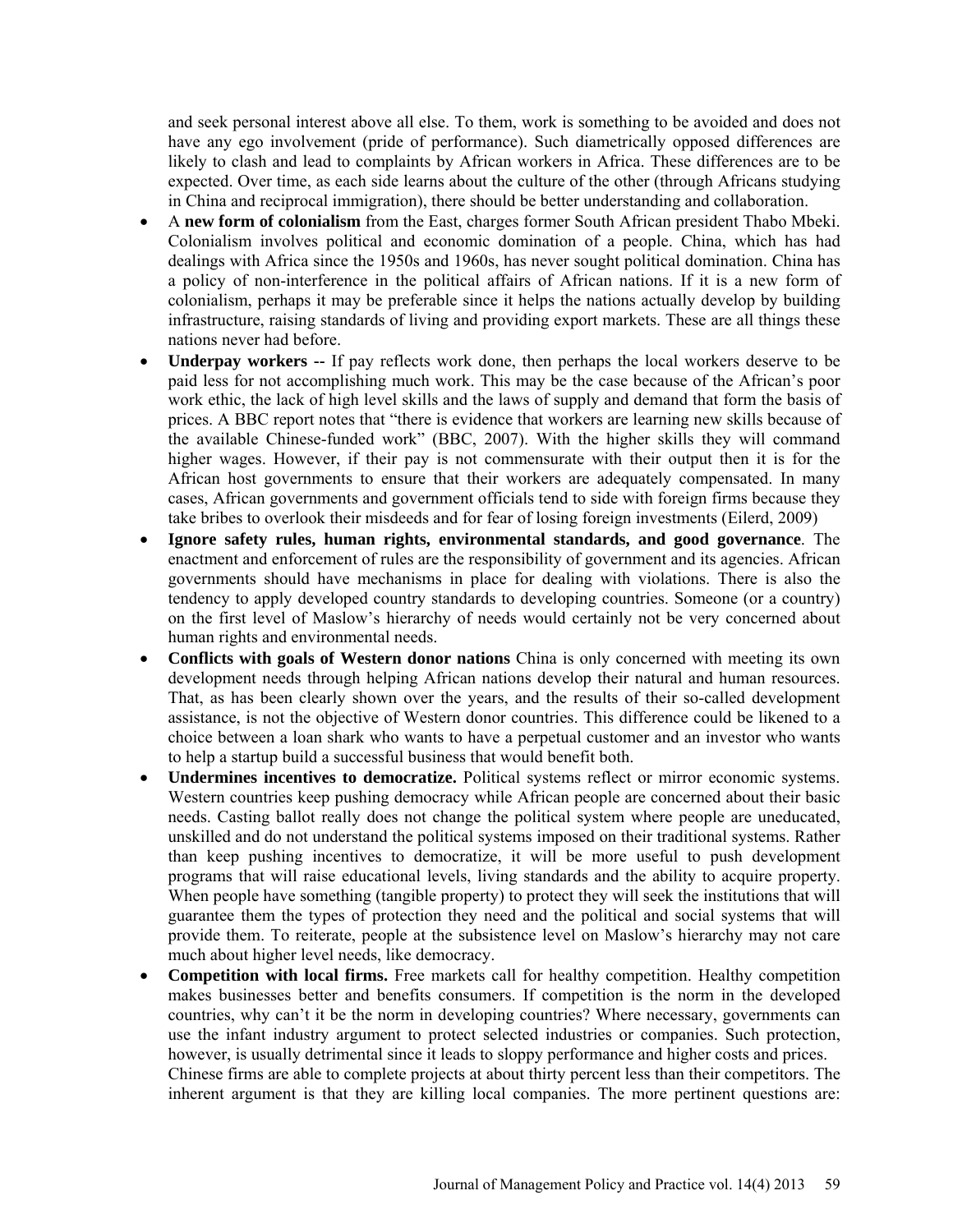and seek personal interest above all else. To them, work is something to be avoided and does not have any ego involvement (pride of performance). Such diametrically opposed differences are likely to clash and lead to complaints by African workers in Africa. These differences are to be expected. Over time, as each side learns about the culture of the other (through Africans studying in China and reciprocal immigration), there should be better understanding and collaboration.

- A **new form of colonialism** from the East, charges former South African president Thabo Mbeki. Colonialism involves political and economic domination of a people. China, which has had dealings with Africa since the 1950s and 1960s, has never sought political domination. China has a policy of non-interference in the political affairs of African nations. If it is a new form of colonialism, perhaps it may be preferable since it helps the nations actually develop by building infrastructure, raising standards of living and providing export markets. These are all things these nations never had before.
- **Underpay workers --** If pay reflects work done, then perhaps the local workers deserve to be paid less for not accomplishing much work. This may be the case because of the African's poor work ethic, the lack of high level skills and the laws of supply and demand that form the basis of prices. A BBC report notes that "there is evidence that workers are learning new skills because of the available Chinese-funded work" (BBC, 2007). With the higher skills they will command higher wages. However, if their pay is not commensurate with their output then it is for the African host governments to ensure that their workers are adequately compensated. In many cases, African governments and government officials tend to side with foreign firms because they take bribes to overlook their misdeeds and for fear of losing foreign investments (Eilerd, 2009)
- **Ignore safety rules, human rights, environmental standards, and good governance**. The enactment and enforcement of rules are the responsibility of government and its agencies. African governments should have mechanisms in place for dealing with violations. There is also the tendency to apply developed country standards to developing countries. Someone (or a country) on the first level of Maslow's hierarchy of needs would certainly not be very concerned about human rights and environmental needs.
- **Conflicts with goals of Western donor nations** China is only concerned with meeting its own development needs through helping African nations develop their natural and human resources. That, as has been clearly shown over the years, and the results of their so-called development assistance, is not the objective of Western donor countries. This difference could be likened to a choice between a loan shark who wants to have a perpetual customer and an investor who wants to help a startup build a successful business that would benefit both.
- **Undermines incentives to democratize.** Political systems reflect or mirror economic systems. Western countries keep pushing democracy while African people are concerned about their basic needs. Casting ballot really does not change the political system where people are uneducated, unskilled and do not understand the political systems imposed on their traditional systems. Rather than keep pushing incentives to democratize, it will be more useful to push development programs that will raise educational levels, living standards and the ability to acquire property. When people have something (tangible property) to protect they will seek the institutions that will guarantee them the types of protection they need and the political and social systems that will provide them. To reiterate, people at the subsistence level on Maslow's hierarchy may not care much about higher level needs, like democracy.
- **Competition with local firms.** Free markets call for healthy competition. Healthy competition makes businesses better and benefits consumers. If competition is the norm in the developed countries, why can't it be the norm in developing countries? Where necessary, governments can use the infant industry argument to protect selected industries or companies. Such protection, however, is usually detrimental since it leads to sloppy performance and higher costs and prices.
  Chinese firms are able to complete projects at about thirty percent less than their competitors. The inherent argument is that they are killing local companies. The more pertinent questions are: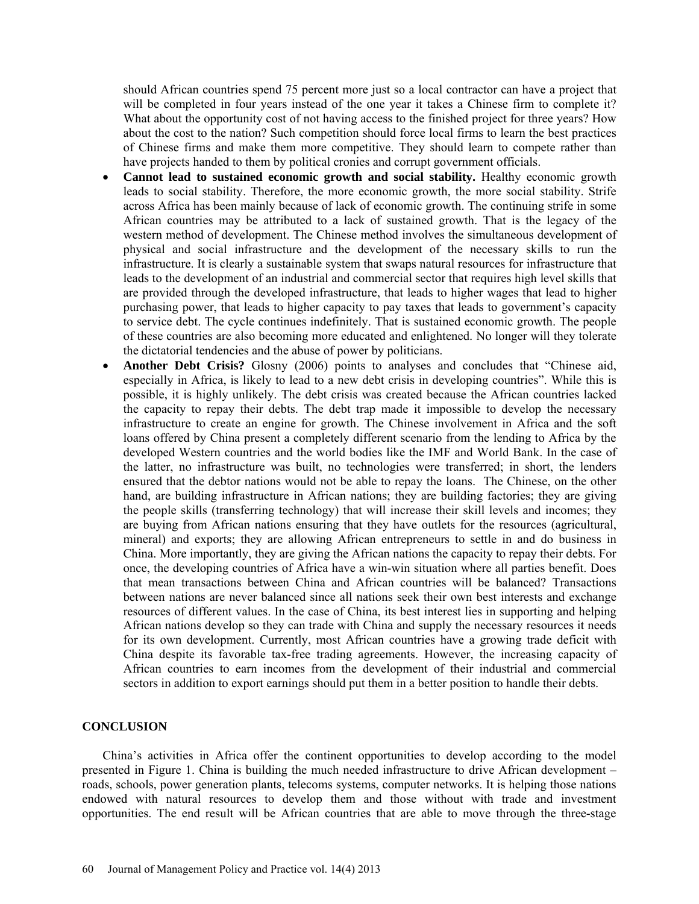should African countries spend 75 percent more just so a local contractor can have a project that will be completed in four years instead of the one year it takes a Chinese firm to complete it? What about the opportunity cost of not having access to the finished project for three years? How about the cost to the nation? Such competition should force local firms to learn the best practices of Chinese firms and make them more competitive. They should learn to compete rather than have projects handed to them by political cronies and corrupt government officials.

- **Cannot lead to sustained economic growth and social stability.** Healthy economic growth leads to social stability. Therefore, the more economic growth, the more social stability. Strife across Africa has been mainly because of lack of economic growth. The continuing strife in some African countries may be attributed to a lack of sustained growth. That is the legacy of the western method of development. The Chinese method involves the simultaneous development of physical and social infrastructure and the development of the necessary skills to run the infrastructure. It is clearly a sustainable system that swaps natural resources for infrastructure that leads to the development of an industrial and commercial sector that requires high level skills that are provided through the developed infrastructure, that leads to higher wages that lead to higher purchasing power, that leads to higher capacity to pay taxes that leads to government's capacity to service debt. The cycle continues indefinitely. That is sustained economic growth. The people of these countries are also becoming more educated and enlightened. No longer will they tolerate the dictatorial tendencies and the abuse of power by politicians.
- **Another Debt Crisis?** Glosny (2006) points to analyses and concludes that "Chinese aid, especially in Africa, is likely to lead to a new debt crisis in developing countries". While this is possible, it is highly unlikely. The debt crisis was created because the African countries lacked the capacity to repay their debts. The debt trap made it impossible to develop the necessary infrastructure to create an engine for growth. The Chinese involvement in Africa and the soft loans offered by China present a completely different scenario from the lending to Africa by the developed Western countries and the world bodies like the IMF and World Bank. In the case of the latter, no infrastructure was built, no technologies were transferred; in short, the lenders ensured that the debtor nations would not be able to repay the loans. The Chinese, on the other hand, are building infrastructure in African nations; they are building factories; they are giving the people skills (transferring technology) that will increase their skill levels and incomes; they are buying from African nations ensuring that they have outlets for the resources (agricultural, mineral) and exports; they are allowing African entrepreneurs to settle in and do business in China. More importantly, they are giving the African nations the capacity to repay their debts. For once, the developing countries of Africa have a win-win situation where all parties benefit. Does that mean transactions between China and African countries will be balanced? Transactions between nations are never balanced since all nations seek their own best interests and exchange resources of different values. In the case of China, its best interest lies in supporting and helping African nations develop so they can trade with China and supply the necessary resources it needs for its own development. Currently, most African countries have a growing trade deficit with China despite its favorable tax-free trading agreements. However, the increasing capacity of African countries to earn incomes from the development of their industrial and commercial sectors in addition to export earnings should put them in a better position to handle their debts.

## CONCLUSION

China's activities in Africa offer the continent opportunities to develop according to the model presented in Figure 1. China is building the much needed infrastructure to drive African development – roads, schools, power generation plants, telecoms systems, computer networks. It is helping those nations endowed with natural resources to develop them and those without with trade and investment opportunities. The end result will be African countries that are able to move through the three-stage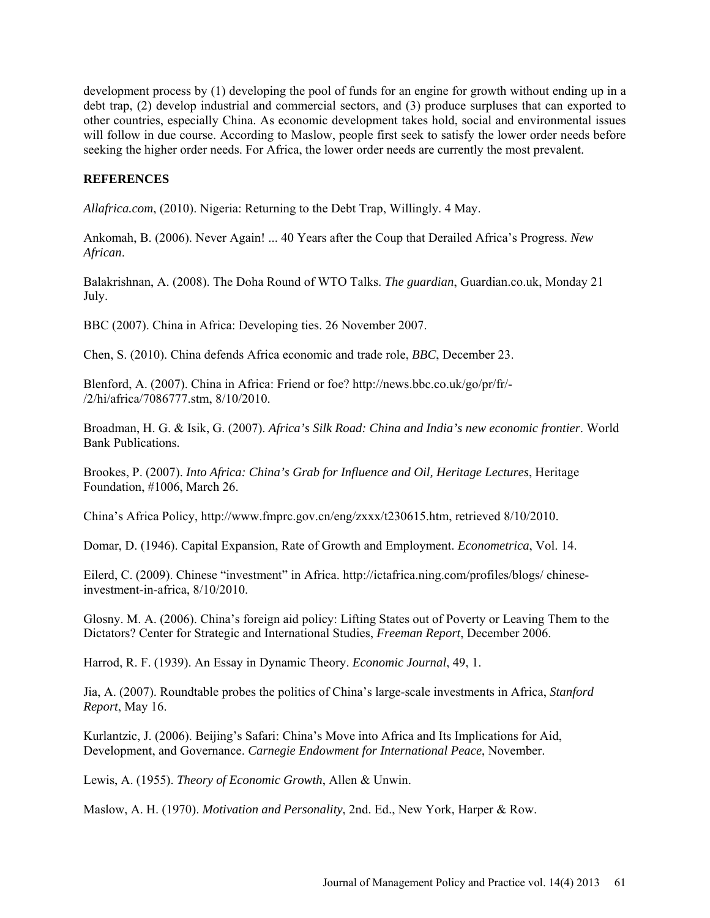development process by (1) developing the pool of funds for an engine for growth without ending up in a debt trap, (2) develop industrial and commercial sectors, and (3) produce surpluses that can exported to other countries, especially China. As economic development takes hold, social and environmental issues will follow in due course. According to Maslow, people first seek to satisfy the lower order needs before seeking the higher order needs. For Africa, the lower order needs are currently the most prevalent.

## REFERENCES

*Allafrica.com*, (2010). Nigeria: Returning to the Debt Trap, Willingly. 4 May.

Ankomah, B. (2006). Never Again! ... 40 Years after the Coup that Derailed Africa's Progress. *New African*.

Balakrishnan, A. (2008). The Doha Round of WTO Talks. *The guardian*, Guardian.co.uk, Monday 21 July.

BBC (2007). China in Africa: Developing ties. 26 November 2007.

Chen, S. (2010). China defends Africa economic and trade role, *BBC*, December 23.

Blenford, A. (2007). China in Africa: Friend or foe? http://news.bbc.co.uk/go/pr/fr/-/2/hi/africa/7086777.stm, 8/10/2010.

Broadman, H. G. & Isik, G. (2007). *Africa's Silk Road: China and India's new economic frontier*. World Bank Publications.

Brookes, P. (2007). *Into Africa: China's Grab for Influence and Oil, Heritage Lectures*, Heritage Foundation, #1006, March 26.

China's Africa Policy, http://www.fmprc.gov.cn/eng/zxxx/t230615.htm, retrieved 8/10/2010.

Domar, D. (1946). Capital Expansion, Rate of Growth and Employment. *Econometrica*, Vol. 14.

Eilerd, C. (2009). Chinese "investment" in Africa. http://ictafrica.ning.com/profiles/blogs/ chinese-investment-in-africa, 8/10/2010.

Glosny. M. A. (2006). China's foreign aid policy: Lifting States out of Poverty or Leaving Them to the Dictators? Center for Strategic and International Studies, *Freeman Report*, December 2006.

Harrod, R. F. (1939). An Essay in Dynamic Theory. *Economic Journal*, 49, 1.

Jia, A. (2007). Roundtable probes the politics of China's large-scale investments in Africa, *Stanford Report*, May 16.

Kurlantzic, J. (2006). Beijing's Safari: China's Move into Africa and Its Implications for Aid, Development, and Governance. *Carnegie Endowment for International Peace*, November.

Lewis, A. (1955). *Theory of Economic Growth*, Allen & Unwin.

Maslow, A. H. (1970). *Motivation and Personality*, 2nd. Ed., New York, Harper & Row.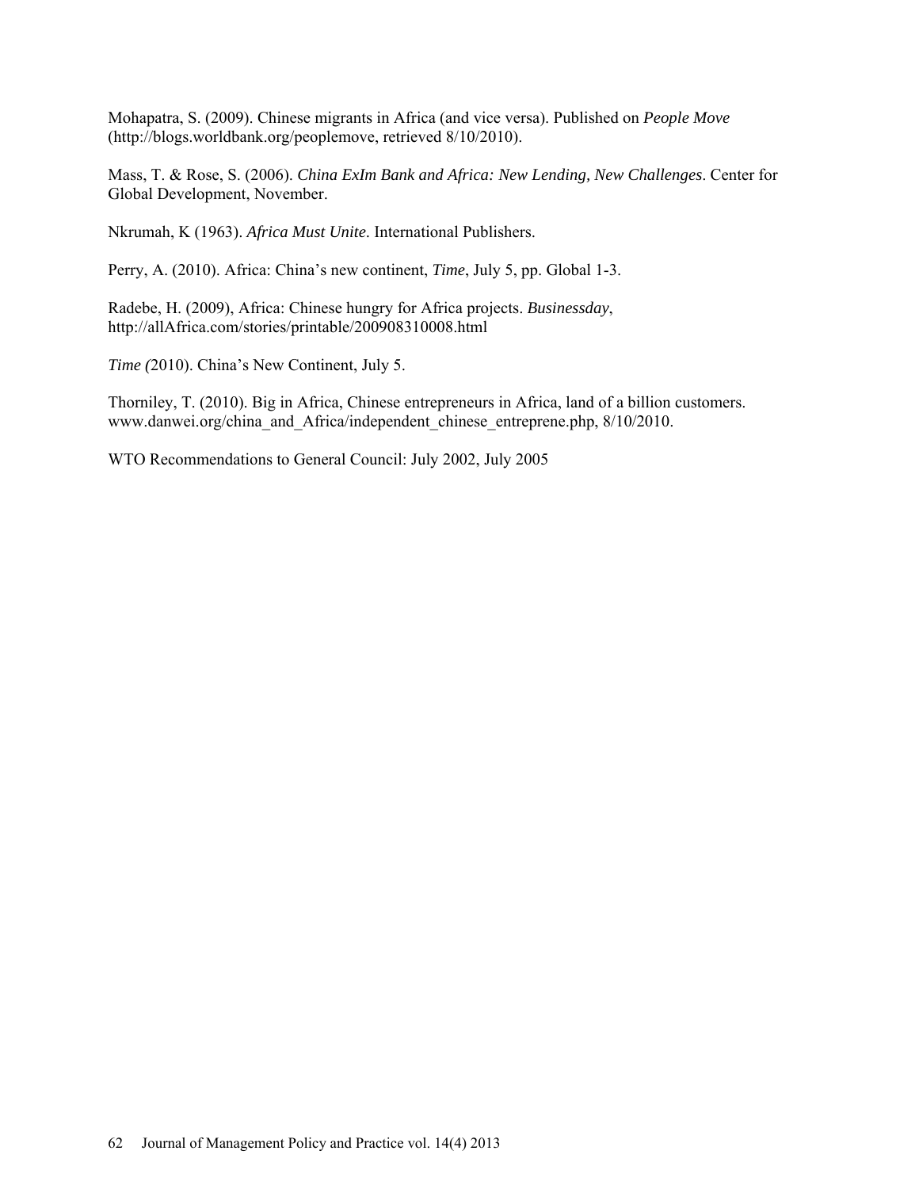Mohapatra, S. (2009). Chinese migrants in Africa (and vice versa). Published on *People Move* (http://blogs.worldbank.org/peoplemove, retrieved 8/10/2010).

Mass, T. & Rose, S. (2006). *China ExIm Bank and Africa: New Lending, New Challenges*. Center for Global Development, November.

Nkrumah, K (1963). *Africa Must Unite*. International Publishers.

Perry, A. (2010). Africa: China's new continent, *Time*, July 5, pp. Global 1-3.

Radebe, H. (2009), Africa: Chinese hungry for Africa projects. *Businessday*, http://allAfrica.com/stories/printable/200908310008.html

*Time (*2010). China's New Continent, July 5.

Thorniley, T. (2010). Big in Africa, Chinese entrepreneurs in Africa, land of a billion customers. www.danwei.org/china_and_Africa/independent_chinese_entreprene.php, 8/10/2010.

WTO Recommendations to General Council: July 2002, July 2005